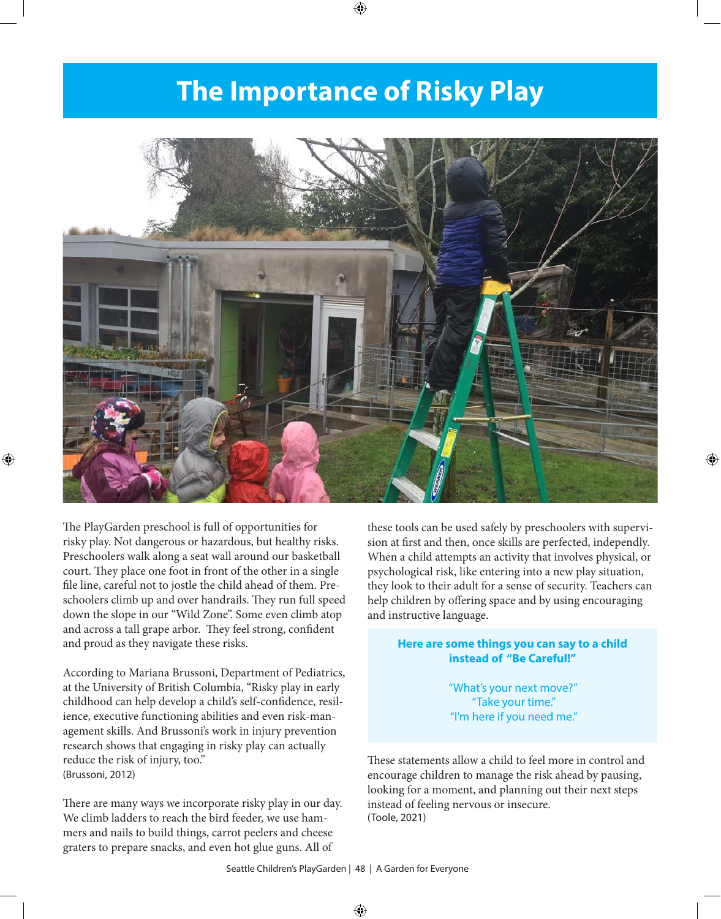# The Importance of Risky Play

The PlayGarden preschool is full of opportunities for risky play. Not dangerous or hazardous, but healthy risks. Preschoolers walk along a seat wall around our basketball court. They place one foot in front of the other in a single file line, careful not to jostle the child ahead of them. Preschoolers climb up and over handrails. They run full speed down the slope in our "Wild Zone". Some even climb atop and across a tall grape arbor. They feel strong, confident and proud as they navigate these risks.

According to Mariana Brussoni, Department of Pediatrics, at the University of British Columbia, "Risky play in early childhood can help develop a child's self-confidence, resilience, executive functioning abilities and even risk-management skills. And Brussoni's work in injury prevention research shows that engaging in risky play can actually reduce the risk of injury, too."
(Brussoni, 2012)

There are many ways we incorporate risky play in our day. We climb ladders to reach the bird feeder, we use hammers and nails to build things, carrot peelers and cheese graters to prepare snacks, and even hot glue guns. All of these tools can be used safely by preschoolers with supervision at first and then, once skills are perfected, independly. When a child attempts an activity that involves physical, or psychological risk, like entering into a new play situation, they look to their adult for a sense of security. Teachers can help children by offering space and by using encouraging and instructive language.

**Here are some things you can say to a child instead of "Be Careful!"**

"What's your next move?"
"Take your time."
"I'm here if you need me."

These statements allow a child to feel more in control and encourage children to manage the risk ahead by pausing, looking for a moment, and planning out their next steps instead of feeling nervous or insecure.
(Toole, 2021)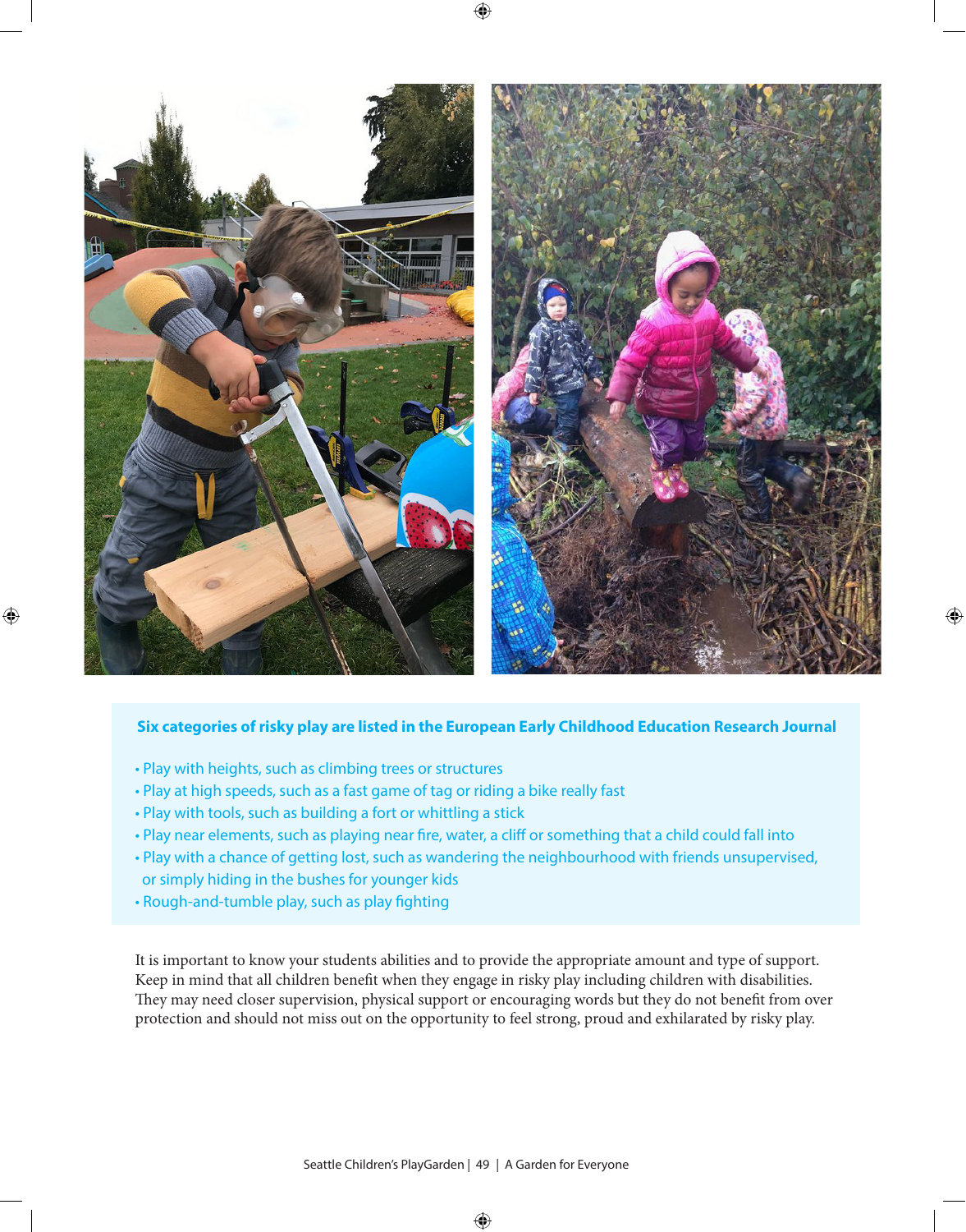**Six categories of risky play are listed in the European Early Childhood Education Research Journal**

- Play with heights, such as climbing trees or structures
- Play at high speeds, such as a fast game of tag or riding a bike really fast
- Play with tools, such as building a fort or whittling a stick
- Play near elements, such as playing near fire, water, a cliff or something that a child could fall into
- Play with a chance of getting lost, such as wandering the neighbourhood with friends unsupervised, or simply hiding in the bushes for younger kids
- Rough-and-tumble play, such as play fighting

It is important to know your students abilities and to provide the appropriate amount and type of support. Keep in mind that all children benefit when they engage in risky play including children with disabilities. They may need closer supervision, physical support or encouraging words but they do not benefit from over protection and should not miss out on the opportunity to feel strong, proud and exhilarated by risky play.